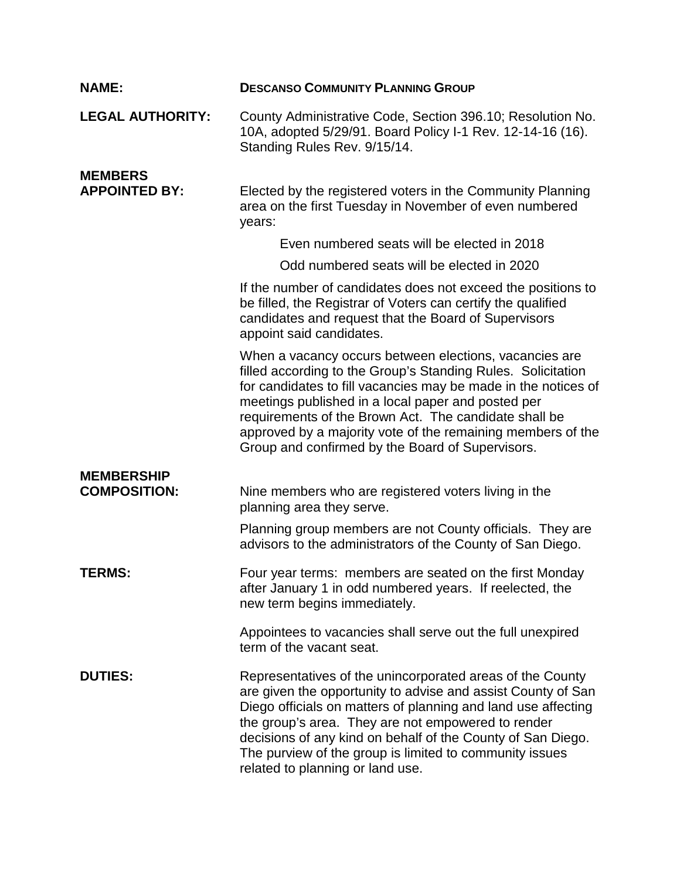**NAME:** **DESCANSO COMMUNITY PLANNING GROUP**

**LEGAL AUTHORITY:** County Administrative Code, Section 396.10; Resolution No. 10A, adopted 5/29/91. Board Policy I-1 Rev. 12-14-16 (16). Standing Rules Rev. 9/15/14.

**MEMBERS APPOINTED BY:** Elected by the registered voters in the Community Planning area on the first Tuesday in November of even numbered years:

Even numbered seats will be elected in 2018

Odd numbered seats will be elected in 2020

If the number of candidates does not exceed the positions to be filled, the Registrar of Voters can certify the qualified candidates and request that the Board of Supervisors appoint said candidates.

When a vacancy occurs between elections, vacancies are filled according to the Group's Standing Rules. Solicitation for candidates to fill vacancies may be made in the notices of meetings published in a local paper and posted per requirements of the Brown Act. The candidate shall be approved by a majority vote of the remaining members of the Group and confirmed by the Board of Supervisors.

**MEMBERSHIP COMPOSITION:** Nine members who are registered voters living in the planning area they serve.

Planning group members are not County officials. They are advisors to the administrators of the County of San Diego.

**TERMS:** Four year terms: members are seated on the first Monday after January 1 in odd numbered years. If reelected, the new term begins immediately.

Appointees to vacancies shall serve out the full unexpired term of the vacant seat.

**DUTIES:** Representatives of the unincorporated areas of the County are given the opportunity to advise and assist County of San Diego officials on matters of planning and land use affecting the group's area. They are not empowered to render decisions of any kind on behalf of the County of San Diego. The purview of the group is limited to community issues related to planning or land use.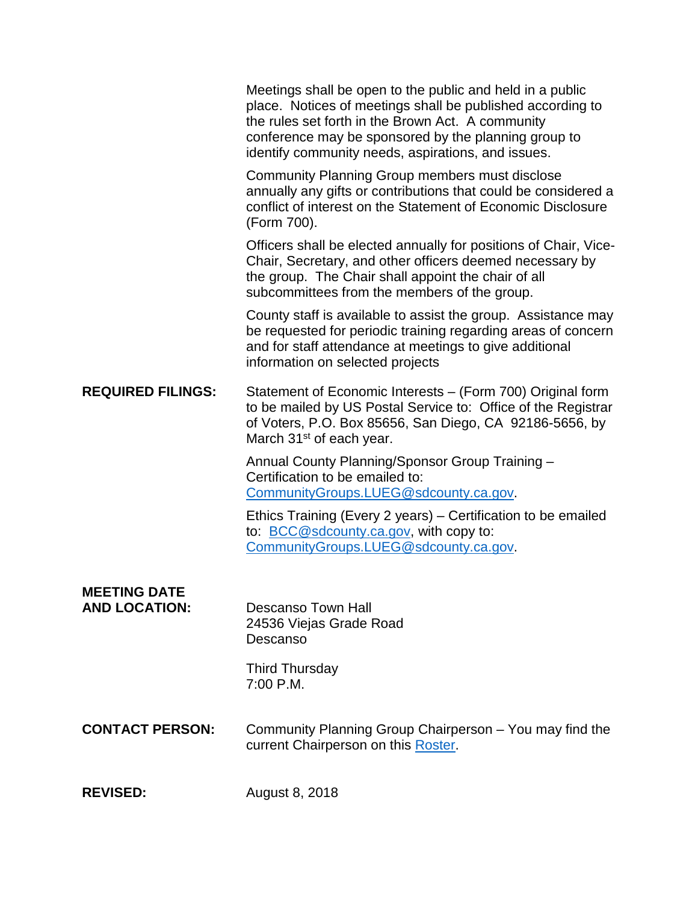Meetings shall be open to the public and held in a public place. Notices of meetings shall be published according to the rules set forth in the Brown Act. A community conference may be sponsored by the planning group to identify community needs, aspirations, and issues.

Community Planning Group members must disclose annually any gifts or contributions that could be considered a conflict of interest on the Statement of Economic Disclosure (Form 700).

Officers shall be elected annually for positions of Chair, Vice-Chair, Secretary, and other officers deemed necessary by the group. The Chair shall appoint the chair of all subcommittees from the members of the group.

County staff is available to assist the group. Assistance may be requested for periodic training regarding areas of concern and for staff attendance at meetings to give additional information on selected projects

**REQUIRED FILINGS:** Statement of Economic Interests – (Form 700) Original form to be mailed by US Postal Service to: Office of the Registrar of Voters, P.O. Box 85656, San Diego, CA 92186-5656, by March 31st of each year.

Annual County Planning/Sponsor Group Training – Certification to be emailed to: CommunityGroups.LUEG@sdcounty.ca.gov.

Ethics Training (Every 2 years) – Certification to be emailed to: BCC@sdcounty.ca.gov, with copy to: CommunityGroups.LUEG@sdcounty.ca.gov.

**MEETING DATE AND LOCATION:**

Descanso Town Hall
24536 Viejas Grade Road
Descanso

Third Thursday
7:00 P.M.

**CONTACT PERSON:** Community Planning Group Chairperson – You may find the current Chairperson on this Roster.

**REVISED:** August 8, 2018